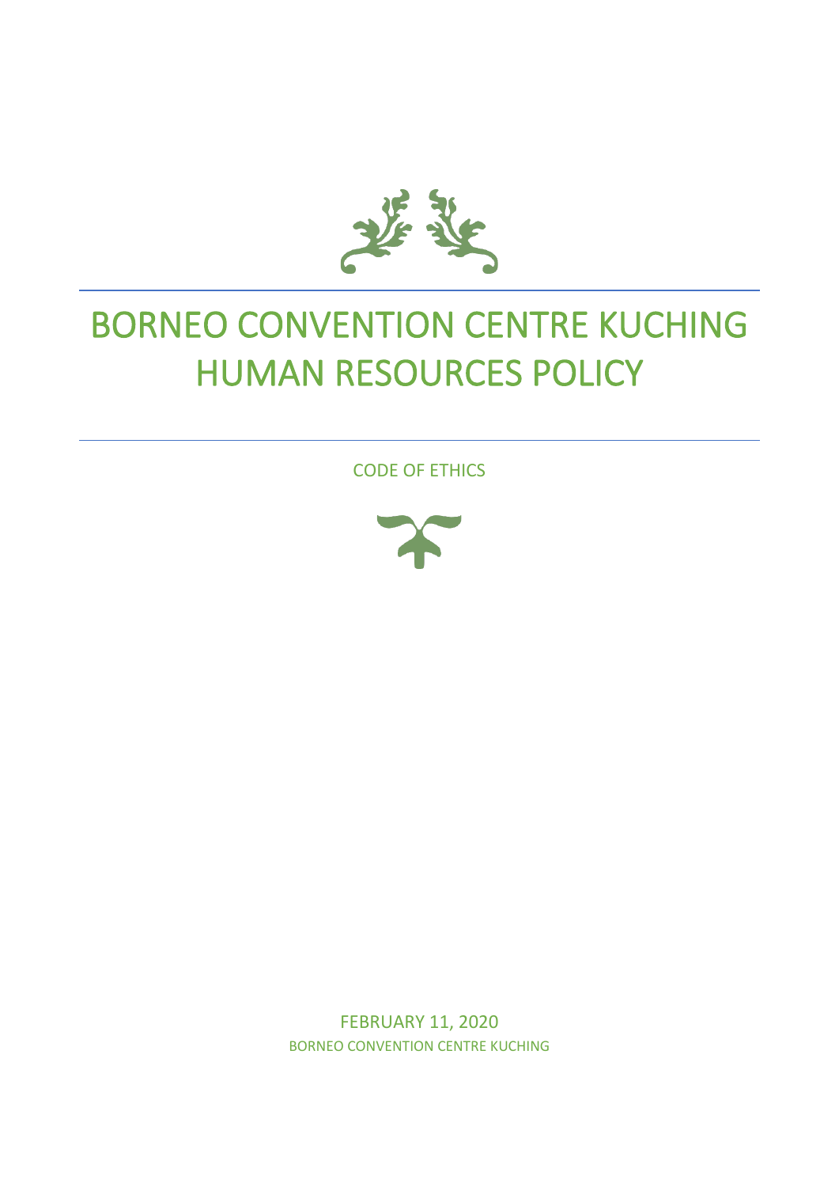# BORNEO CONVENTION CENTRE KUCHING HUMAN RESOURCES POLICY

CODE OF ETHICS

FEBRUARY 11, 2020

BORNEO CONVENTION CENTRE KUCHING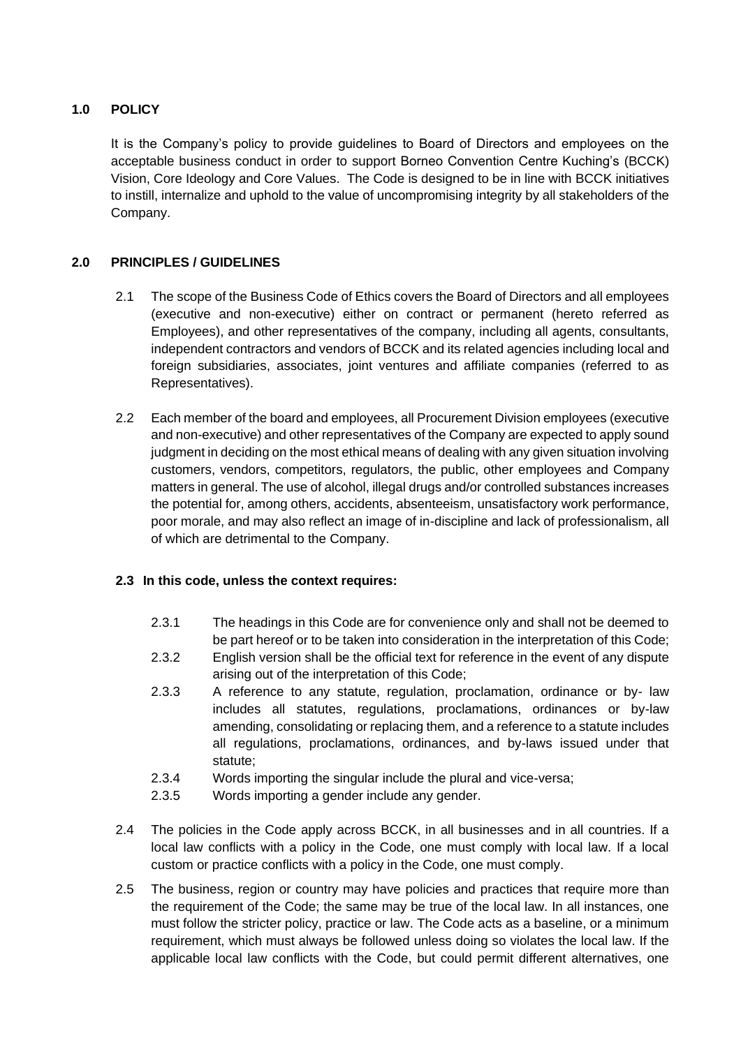## 1.0 POLICY

It is the Company's policy to provide guidelines to Board of Directors and employees on the acceptable business conduct in order to support Borneo Convention Centre Kuching's (BCCK) Vision, Core Ideology and Core Values. The Code is designed to be in line with BCCK initiatives to instill, internalize and uphold to the value of uncompromising integrity by all stakeholders of the Company.

## 2.0 PRINCIPLES / GUIDELINES

2.1 The scope of the Business Code of Ethics covers the Board of Directors and all employees (executive and non-executive) either on contract or permanent (hereto referred as Employees), and other representatives of the company, including all agents, consultants, independent contractors and vendors of BCCK and its related agencies including local and foreign subsidiaries, associates, joint ventures and affiliate companies (referred to as Representatives).

2.2 Each member of the board and employees, all Procurement Division employees (executive and non-executive) and other representatives of the Company are expected to apply sound judgment in deciding on the most ethical means of dealing with any given situation involving customers, vendors, competitors, regulators, the public, other employees and Company matters in general. The use of alcohol, illegal drugs and/or controlled substances increases the potential for, among others, accidents, absenteeism, unsatisfactory work performance, poor morale, and may also reflect an image of in-discipline and lack of professionalism, all of which are detrimental to the Company.

**2.3 In this code, unless the context requires:**

2.3.1 The headings in this Code are for convenience only and shall not be deemed to be part hereof or to be taken into consideration in the interpretation of this Code;

2.3.2 English version shall be the official text for reference in the event of any dispute arising out of the interpretation of this Code;

2.3.3 A reference to any statute, regulation, proclamation, ordinance or by- law includes all statutes, regulations, proclamations, ordinances or by-law amending, consolidating or replacing them, and a reference to a statute includes all regulations, proclamations, ordinances, and by-laws issued under that statute;

2.3.4 Words importing the singular include the plural and vice-versa;

2.3.5 Words importing a gender include any gender.

2.4 The policies in the Code apply across BCCK, in all businesses and in all countries. If a local law conflicts with a policy in the Code, one must comply with local law. If a local custom or practice conflicts with a policy in the Code, one must comply.

2.5 The business, region or country may have policies and practices that require more than the requirement of the Code; the same may be true of the local law. In all instances, one must follow the stricter policy, practice or law. The Code acts as a baseline, or a minimum requirement, which must always be followed unless doing so violates the local law. If the applicable local law conflicts with the Code, but could permit different alternatives, one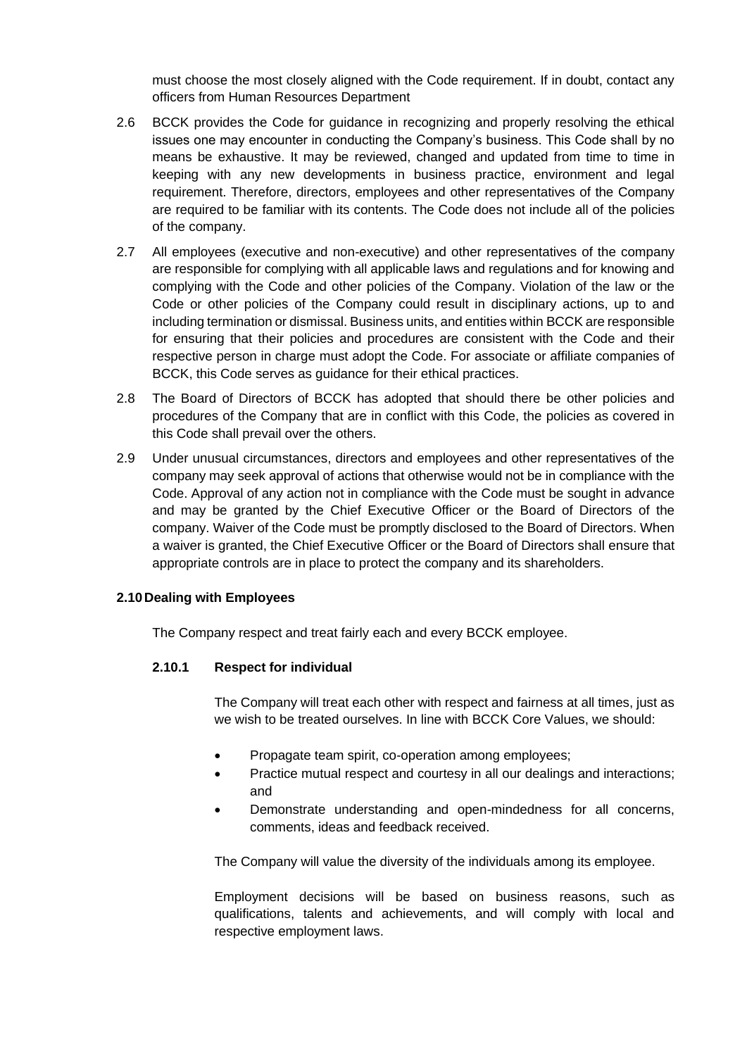must choose the most closely aligned with the Code requirement. If in doubt, contact any officers from Human Resources Department

2.6 BCCK provides the Code for guidance in recognizing and properly resolving the ethical issues one may encounter in conducting the Company's business. This Code shall by no means be exhaustive. It may be reviewed, changed and updated from time to time in keeping with any new developments in business practice, environment and legal requirement. Therefore, directors, employees and other representatives of the Company are required to be familiar with its contents. The Code does not include all of the policies of the company.

2.7 All employees (executive and non-executive) and other representatives of the company are responsible for complying with all applicable laws and regulations and for knowing and complying with the Code and other policies of the Company. Violation of the law or the Code or other policies of the Company could result in disciplinary actions, up to and including termination or dismissal. Business units, and entities within BCCK are responsible for ensuring that their policies and procedures are consistent with the Code and their respective person in charge must adopt the Code. For associate or affiliate companies of BCCK, this Code serves as guidance for their ethical practices.

2.8 The Board of Directors of BCCK has adopted that should there be other policies and procedures of the Company that are in conflict with this Code, the policies as covered in this Code shall prevail over the others.

2.9 Under unusual circumstances, directors and employees and other representatives of the company may seek approval of actions that otherwise would not be in compliance with the Code. Approval of any action not in compliance with the Code must be sought in advance and may be granted by the Chief Executive Officer or the Board of Directors of the company. Waiver of the Code must be promptly disclosed to the Board of Directors. When a waiver is granted, the Chief Executive Officer or the Board of Directors shall ensure that appropriate controls are in place to protect the company and its shareholders.

**2.10 Dealing with Employees**

The Company respect and treat fairly each and every BCCK employee.

**2.10.1 Respect for individual**

The Company will treat each other with respect and fairness at all times, just as we wish to be treated ourselves. In line with BCCK Core Values, we should:

- Propagate team spirit, co-operation among employees;
- Practice mutual respect and courtesy in all our dealings and interactions; and
- Demonstrate understanding and open-mindedness for all concerns, comments, ideas and feedback received.

The Company will value the diversity of the individuals among its employee.

Employment decisions will be based on business reasons, such as qualifications, talents and achievements, and will comply with local and respective employment laws.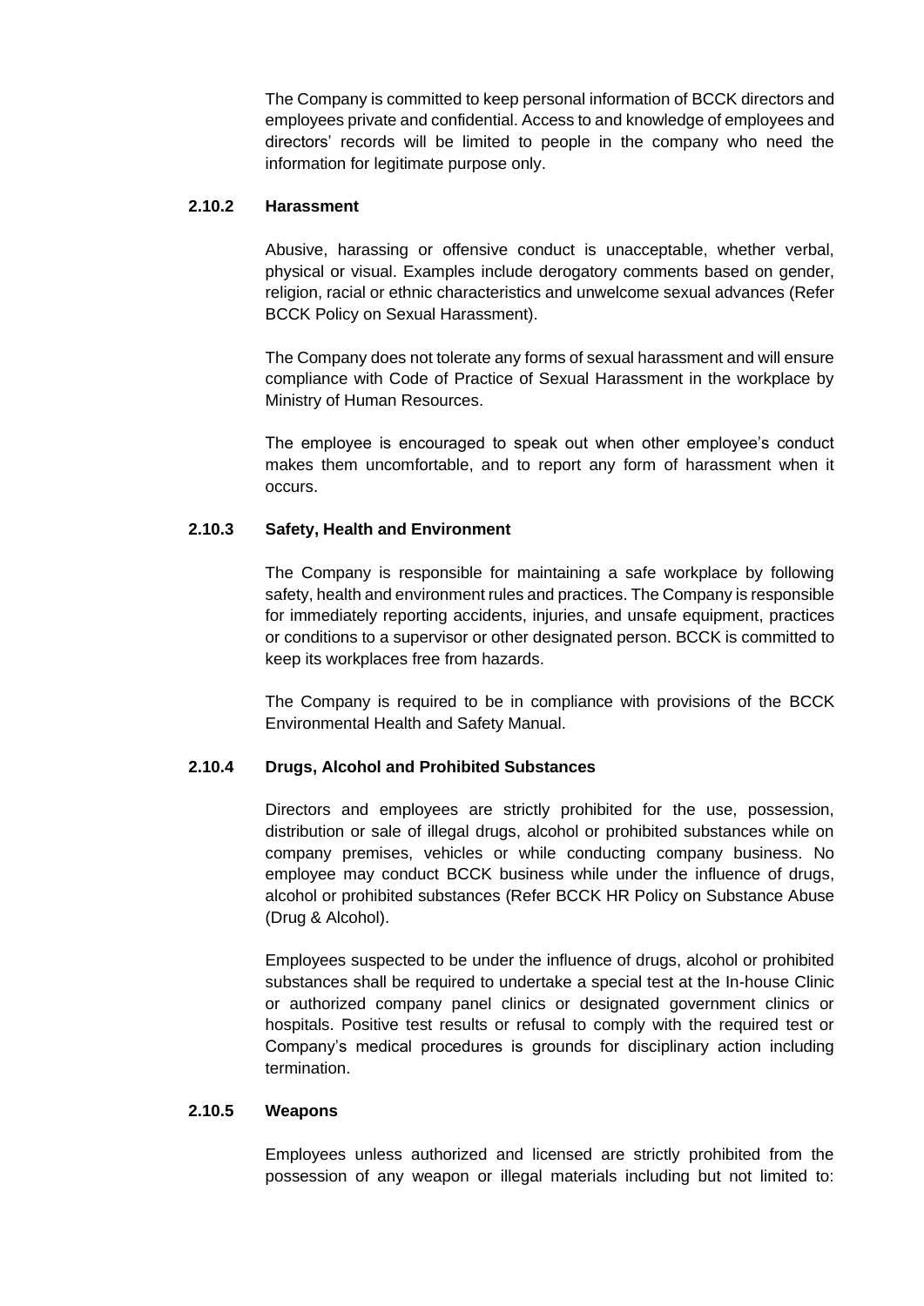The Company is committed to keep personal information of BCCK directors and employees private and confidential. Access to and knowledge of employees and directors' records will be limited to people in the company who need the information for legitimate purpose only.

#### 2.10.2 Harassment

Abusive, harassing or offensive conduct is unacceptable, whether verbal, physical or visual. Examples include derogatory comments based on gender, religion, racial or ethnic characteristics and unwelcome sexual advances (Refer BCCK Policy on Sexual Harassment).

The Company does not tolerate any forms of sexual harassment and will ensure compliance with Code of Practice of Sexual Harassment in the workplace by Ministry of Human Resources.

The employee is encouraged to speak out when other employee's conduct makes them uncomfortable, and to report any form of harassment when it occurs.

#### 2.10.3 Safety, Health and Environment

The Company is responsible for maintaining a safe workplace by following safety, health and environment rules and practices. The Company is responsible for immediately reporting accidents, injuries, and unsafe equipment, practices or conditions to a supervisor or other designated person. BCCK is committed to keep its workplaces free from hazards.

The Company is required to be in compliance with provisions of the BCCK Environmental Health and Safety Manual.

#### 2.10.4 Drugs, Alcohol and Prohibited Substances

Directors and employees are strictly prohibited for the use, possession, distribution or sale of illegal drugs, alcohol or prohibited substances while on company premises, vehicles or while conducting company business. No employee may conduct BCCK business while under the influence of drugs, alcohol or prohibited substances (Refer BCCK HR Policy on Substance Abuse (Drug & Alcohol).

Employees suspected to be under the influence of drugs, alcohol or prohibited substances shall be required to undertake a special test at the In-house Clinic or authorized company panel clinics or designated government clinics or hospitals. Positive test results or refusal to comply with the required test or Company's medical procedures is grounds for disciplinary action including termination.

#### 2.10.5 Weapons

Employees unless authorized and licensed are strictly prohibited from the possession of any weapon or illegal materials including but not limited to: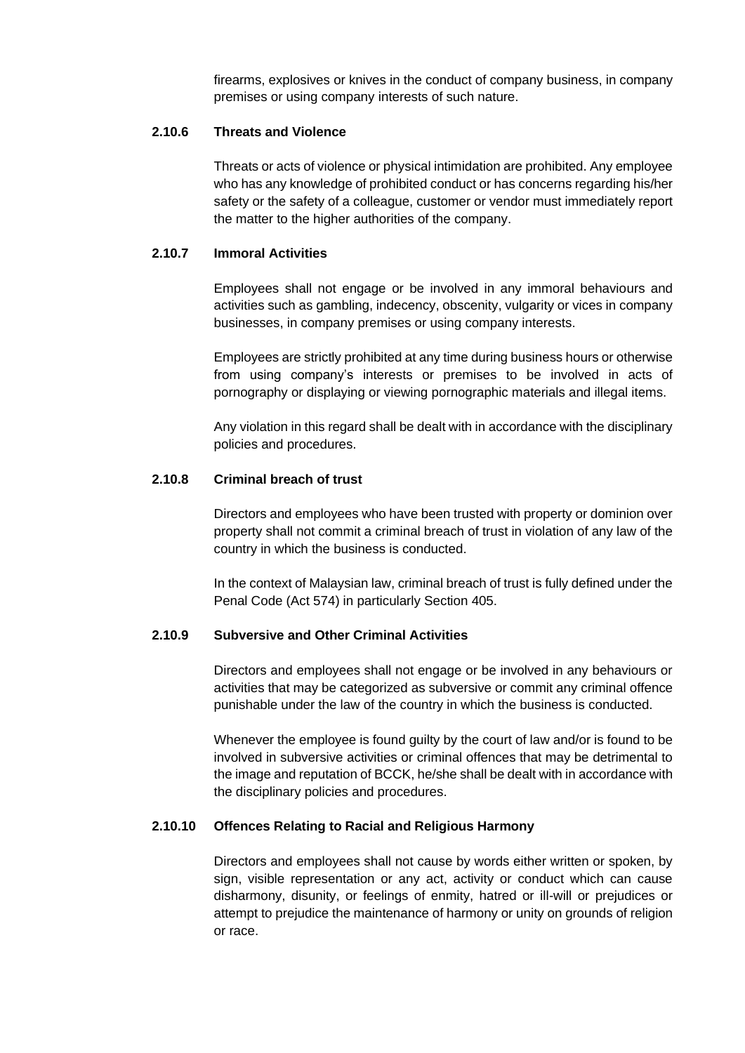firearms, explosives or knives in the conduct of company business, in company premises or using company interests of such nature.

### 2.10.6 Threats and Violence

Threats or acts of violence or physical intimidation are prohibited. Any employee who has any knowledge of prohibited conduct or has concerns regarding his/her safety or the safety of a colleague, customer or vendor must immediately report the matter to the higher authorities of the company.

### 2.10.7 Immoral Activities

Employees shall not engage or be involved in any immoral behaviours and activities such as gambling, indecency, obscenity, vulgarity or vices in company businesses, in company premises or using company interests.

Employees are strictly prohibited at any time during business hours or otherwise from using company's interests or premises to be involved in acts of pornography or displaying or viewing pornographic materials and illegal items.

Any violation in this regard shall be dealt with in accordance with the disciplinary policies and procedures.

### 2.10.8 Criminal breach of trust

Directors and employees who have been trusted with property or dominion over property shall not commit a criminal breach of trust in violation of any law of the country in which the business is conducted.

In the context of Malaysian law, criminal breach of trust is fully defined under the Penal Code (Act 574) in particularly Section 405.

### 2.10.9 Subversive and Other Criminal Activities

Directors and employees shall not engage or be involved in any behaviours or activities that may be categorized as subversive or commit any criminal offence punishable under the law of the country in which the business is conducted.

Whenever the employee is found guilty by the court of law and/or is found to be involved in subversive activities or criminal offences that may be detrimental to the image and reputation of BCCK, he/she shall be dealt with in accordance with the disciplinary policies and procedures.

### 2.10.10 Offences Relating to Racial and Religious Harmony

Directors and employees shall not cause by words either written or spoken, by sign, visible representation or any act, activity or conduct which can cause disharmony, disunity, or feelings of enmity, hatred or ill-will or prejudices or attempt to prejudice the maintenance of harmony or unity on grounds of religion or race.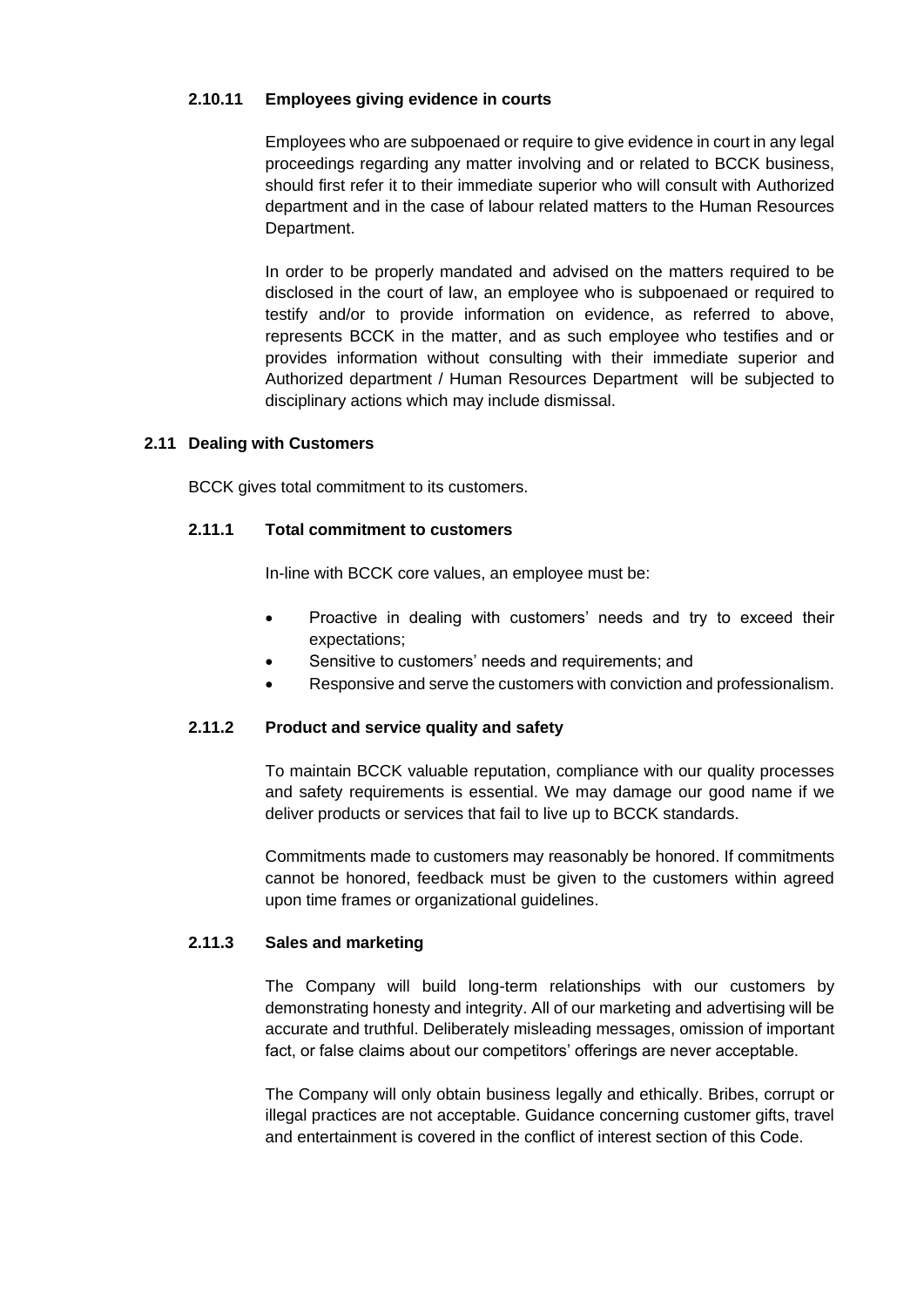#### 2.10.11 Employees giving evidence in courts

Employees who are subpoenaed or require to give evidence in court in any legal proceedings regarding any matter involving and or related to BCCK business, should first refer it to their immediate superior who will consult with Authorized department and in the case of labour related matters to the Human Resources Department.

In order to be properly mandated and advised on the matters required to be disclosed in the court of law, an employee who is subpoenaed or required to testify and/or to provide information on evidence, as referred to above, represents BCCK in the matter, and as such employee who testifies and or provides information without consulting with their immediate superior and Authorized department / Human Resources Department will be subjected to disciplinary actions which may include dismissal.

### 2.11 Dealing with Customers

BCCK gives total commitment to its customers.

#### 2.11.1 Total commitment to customers

In-line with BCCK core values, an employee must be:

- Proactive in dealing with customers' needs and try to exceed their expectations;
- Sensitive to customers' needs and requirements; and
- Responsive and serve the customers with conviction and professionalism.

#### 2.11.2 Product and service quality and safety

To maintain BCCK valuable reputation, compliance with our quality processes and safety requirements is essential. We may damage our good name if we deliver products or services that fail to live up to BCCK standards.

Commitments made to customers may reasonably be honored. If commitments cannot be honored, feedback must be given to the customers within agreed upon time frames or organizational guidelines.

#### 2.11.3 Sales and marketing

The Company will build long-term relationships with our customers by demonstrating honesty and integrity. All of our marketing and advertising will be accurate and truthful. Deliberately misleading messages, omission of important fact, or false claims about our competitors' offerings are never acceptable.

The Company will only obtain business legally and ethically. Bribes, corrupt or illegal practices are not acceptable. Guidance concerning customer gifts, travel and entertainment is covered in the conflict of interest section of this Code.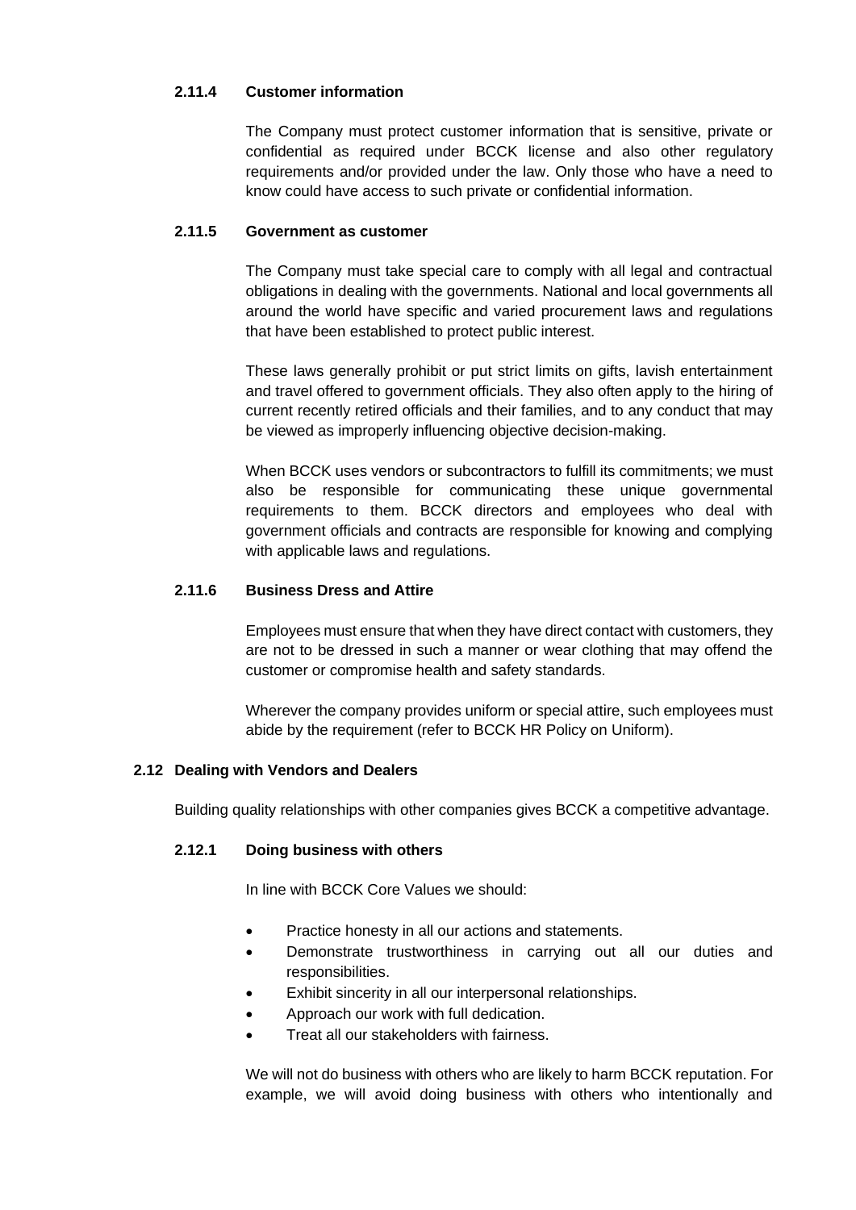#### 2.11.4 Customer information

The Company must protect customer information that is sensitive, private or confidential as required under BCCK license and also other regulatory requirements and/or provided under the law. Only those who have a need to know could have access to such private or confidential information.

#### 2.11.5 Government as customer

The Company must take special care to comply with all legal and contractual obligations in dealing with the governments. National and local governments all around the world have specific and varied procurement laws and regulations that have been established to protect public interest.

These laws generally prohibit or put strict limits on gifts, lavish entertainment and travel offered to government officials. They also often apply to the hiring of current recently retired officials and their families, and to any conduct that may be viewed as improperly influencing objective decision-making.

When BCCK uses vendors or subcontractors to fulfill its commitments; we must also be responsible for communicating these unique governmental requirements to them. BCCK directors and employees who deal with government officials and contracts are responsible for knowing and complying with applicable laws and regulations.

#### 2.11.6 Business Dress and Attire

Employees must ensure that when they have direct contact with customers, they are not to be dressed in such a manner or wear clothing that may offend the customer or compromise health and safety standards.

Wherever the company provides uniform or special attire, such employees must abide by the requirement (refer to BCCK HR Policy on Uniform).

### 2.12 Dealing with Vendors and Dealers

Building quality relationships with other companies gives BCCK a competitive advantage.

#### 2.12.1 Doing business with others

In line with BCCK Core Values we should:

- Practice honesty in all our actions and statements.
- Demonstrate trustworthiness in carrying out all our duties and responsibilities.
- Exhibit sincerity in all our interpersonal relationships.
- Approach our work with full dedication.
- Treat all our stakeholders with fairness.

We will not do business with others who are likely to harm BCCK reputation. For example, we will avoid doing business with others who intentionally and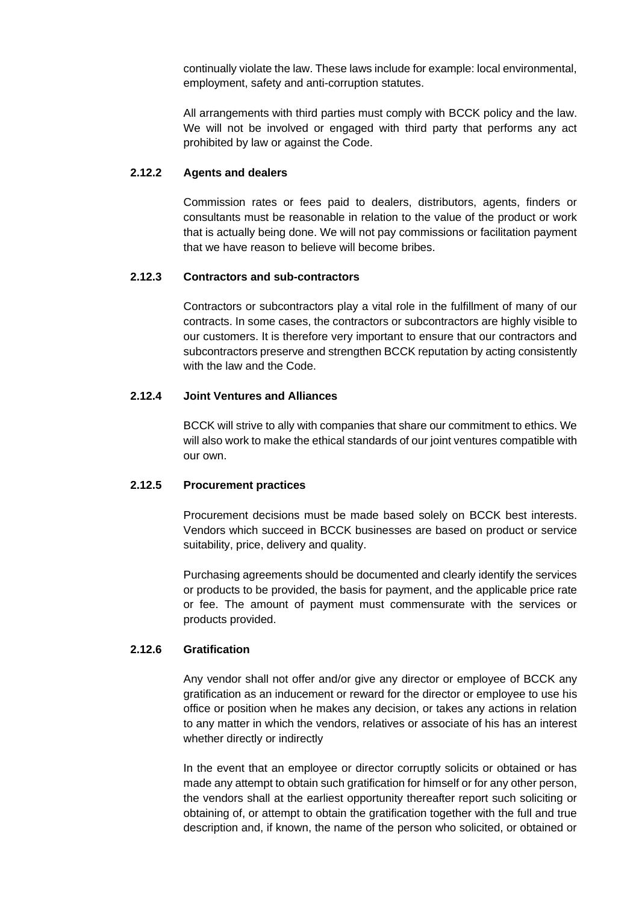continually violate the law. These laws include for example: local environmental, employment, safety and anti-corruption statutes.

All arrangements with third parties must comply with BCCK policy and the law. We will not be involved or engaged with third party that performs any act prohibited by law or against the Code.

#### 2.12.2 Agents and dealers

Commission rates or fees paid to dealers, distributors, agents, finders or consultants must be reasonable in relation to the value of the product or work that is actually being done. We will not pay commissions or facilitation payment that we have reason to believe will become bribes.

#### 2.12.3 Contractors and sub-contractors

Contractors or subcontractors play a vital role in the fulfillment of many of our contracts. In some cases, the contractors or subcontractors are highly visible to our customers. It is therefore very important to ensure that our contractors and subcontractors preserve and strengthen BCCK reputation by acting consistently with the law and the Code.

#### 2.12.4 Joint Ventures and Alliances

BCCK will strive to ally with companies that share our commitment to ethics. We will also work to make the ethical standards of our joint ventures compatible with our own.

#### 2.12.5 Procurement practices

Procurement decisions must be made based solely on BCCK best interests. Vendors which succeed in BCCK businesses are based on product or service suitability, price, delivery and quality.

Purchasing agreements should be documented and clearly identify the services or products to be provided, the basis for payment, and the applicable price rate or fee. The amount of payment must commensurate with the services or products provided.

#### 2.12.6 Gratification

Any vendor shall not offer and/or give any director or employee of BCCK any gratification as an inducement or reward for the director or employee to use his office or position when he makes any decision, or takes any actions in relation to any matter in which the vendors, relatives or associate of his has an interest whether directly or indirectly

In the event that an employee or director corruptly solicits or obtained or has made any attempt to obtain such gratification for himself or for any other person, the vendors shall at the earliest opportunity thereafter report such soliciting or obtaining of, or attempt to obtain the gratification together with the full and true description and, if known, the name of the person who solicited, or obtained or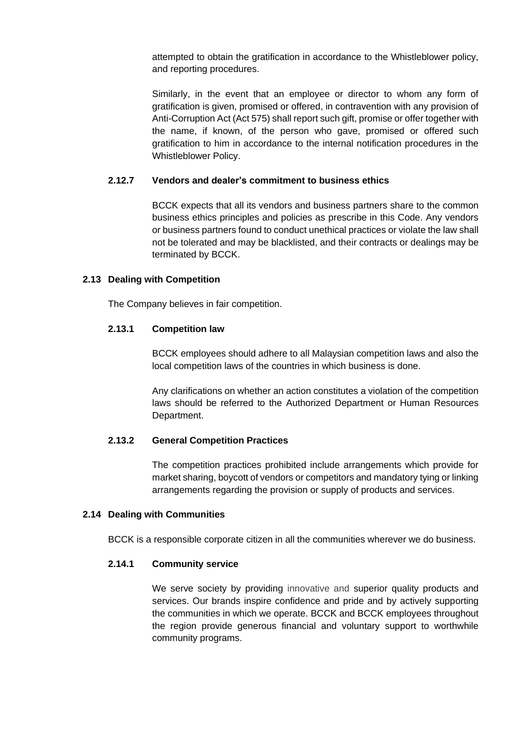attempted to obtain the gratification in accordance to the Whistleblower policy, and reporting procedures.

Similarly, in the event that an employee or director to whom any form of gratification is given, promised or offered, in contravention with any provision of Anti-Corruption Act (Act 575) shall report such gift, promise or offer together with the name, if known, of the person who gave, promised or offered such gratification to him in accordance to the internal notification procedures in the Whistleblower Policy.

#### 2.12.7 Vendors and dealer's commitment to business ethics

BCCK expects that all its vendors and business partners share to the common business ethics principles and policies as prescribe in this Code. Any vendors or business partners found to conduct unethical practices or violate the law shall not be tolerated and may be blacklisted, and their contracts or dealings may be terminated by BCCK.

### 2.13 Dealing with Competition

The Company believes in fair competition.

#### 2.13.1 Competition law

BCCK employees should adhere to all Malaysian competition laws and also the local competition laws of the countries in which business is done.

Any clarifications on whether an action constitutes a violation of the competition laws should be referred to the Authorized Department or Human Resources Department.

#### 2.13.2 General Competition Practices

The competition practices prohibited include arrangements which provide for market sharing, boycott of vendors or competitors and mandatory tying or linking arrangements regarding the provision or supply of products and services.

### 2.14 Dealing with Communities

BCCK is a responsible corporate citizen in all the communities wherever we do business.

#### 2.14.1 Community service

We serve society by providing innovative and superior quality products and services. Our brands inspire confidence and pride and by actively supporting the communities in which we operate. BCCK and BCCK employees throughout the region provide generous financial and voluntary support to worthwhile community programs.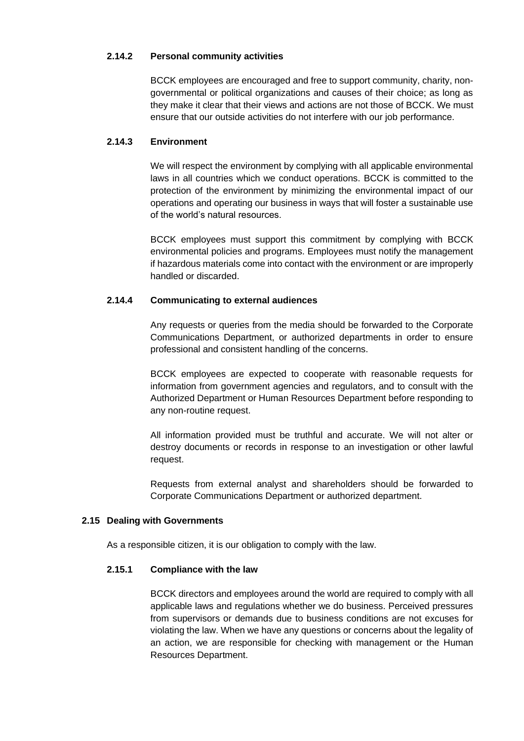#### 2.14.2 Personal community activities

BCCK employees are encouraged and free to support community, charity, non-governmental or political organizations and causes of their choice; as long as they make it clear that their views and actions are not those of BCCK. We must ensure that our outside activities do not interfere with our job performance.

#### 2.14.3 Environment

We will respect the environment by complying with all applicable environmental laws in all countries which we conduct operations. BCCK is committed to the protection of the environment by minimizing the environmental impact of our operations and operating our business in ways that will foster a sustainable use of the world's natural resources.

BCCK employees must support this commitment by complying with BCCK environmental policies and programs. Employees must notify the management if hazardous materials come into contact with the environment or are improperly handled or discarded.

#### 2.14.4 Communicating to external audiences

Any requests or queries from the media should be forwarded to the Corporate Communications Department, or authorized departments in order to ensure professional and consistent handling of the concerns.

BCCK employees are expected to cooperate with reasonable requests for information from government agencies and regulators, and to consult with the Authorized Department or Human Resources Department before responding to any non-routine request.

All information provided must be truthful and accurate. We will not alter or destroy documents or records in response to an investigation or other lawful request.

Requests from external analyst and shareholders should be forwarded to Corporate Communications Department or authorized department.

### 2.15 Dealing with Governments

As a responsible citizen, it is our obligation to comply with the law.

#### 2.15.1 Compliance with the law

BCCK directors and employees around the world are required to comply with all applicable laws and regulations whether we do business. Perceived pressures from supervisors or demands due to business conditions are not excuses for violating the law. When we have any questions or concerns about the legality of an action, we are responsible for checking with management or the Human Resources Department.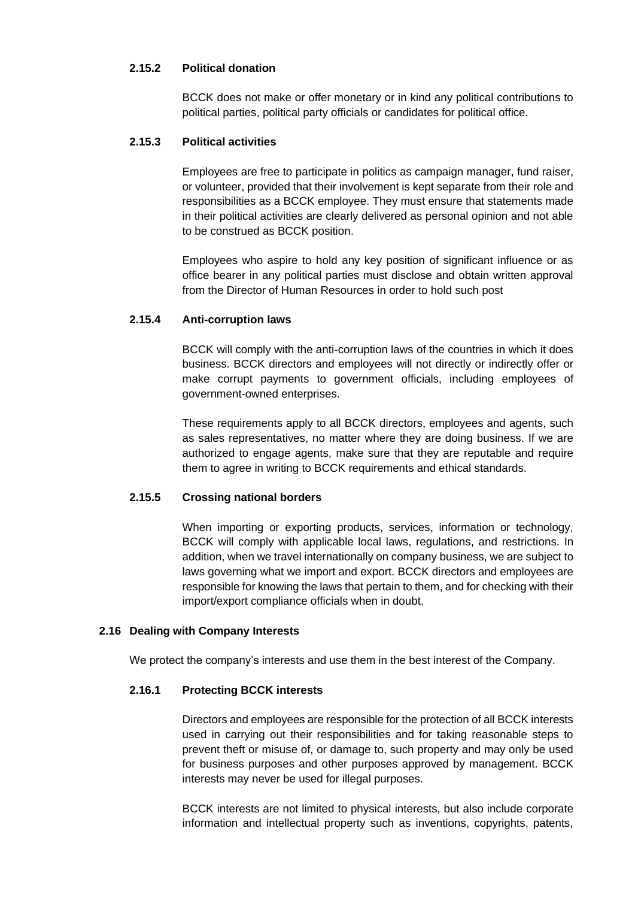#### 2.15.2 Political donation

BCCK does not make or offer monetary or in kind any political contributions to political parties, political party officials or candidates for political office.

#### 2.15.3 Political activities

Employees are free to participate in politics as campaign manager, fund raiser, or volunteer, provided that their involvement is kept separate from their role and responsibilities as a BCCK employee. They must ensure that statements made in their political activities are clearly delivered as personal opinion and not able to be construed as BCCK position.

Employees who aspire to hold any key position of significant influence or as office bearer in any political parties must disclose and obtain written approval from the Director of Human Resources in order to hold such post

#### 2.15.4 Anti-corruption laws

BCCK will comply with the anti-corruption laws of the countries in which it does business. BCCK directors and employees will not directly or indirectly offer or make corrupt payments to government officials, including employees of government-owned enterprises.

These requirements apply to all BCCK directors, employees and agents, such as sales representatives, no matter where they are doing business. If we are authorized to engage agents, make sure that they are reputable and require them to agree in writing to BCCK requirements and ethical standards.

#### 2.15.5 Crossing national borders

When importing or exporting products, services, information or technology, BCCK will comply with applicable local laws, regulations, and restrictions. In addition, when we travel internationally on company business, we are subject to laws governing what we import and export. BCCK directors and employees are responsible for knowing the laws that pertain to them, and for checking with their import/export compliance officials when in doubt.

### 2.16 Dealing with Company Interests

We protect the company's interests and use them in the best interest of the Company.

#### 2.16.1 Protecting BCCK interests

Directors and employees are responsible for the protection of all BCCK interests used in carrying out their responsibilities and for taking reasonable steps to prevent theft or misuse of, or damage to, such property and may only be used for business purposes and other purposes approved by management. BCCK interests may never be used for illegal purposes.

BCCK interests are not limited to physical interests, but also include corporate information and intellectual property such as inventions, copyrights, patents,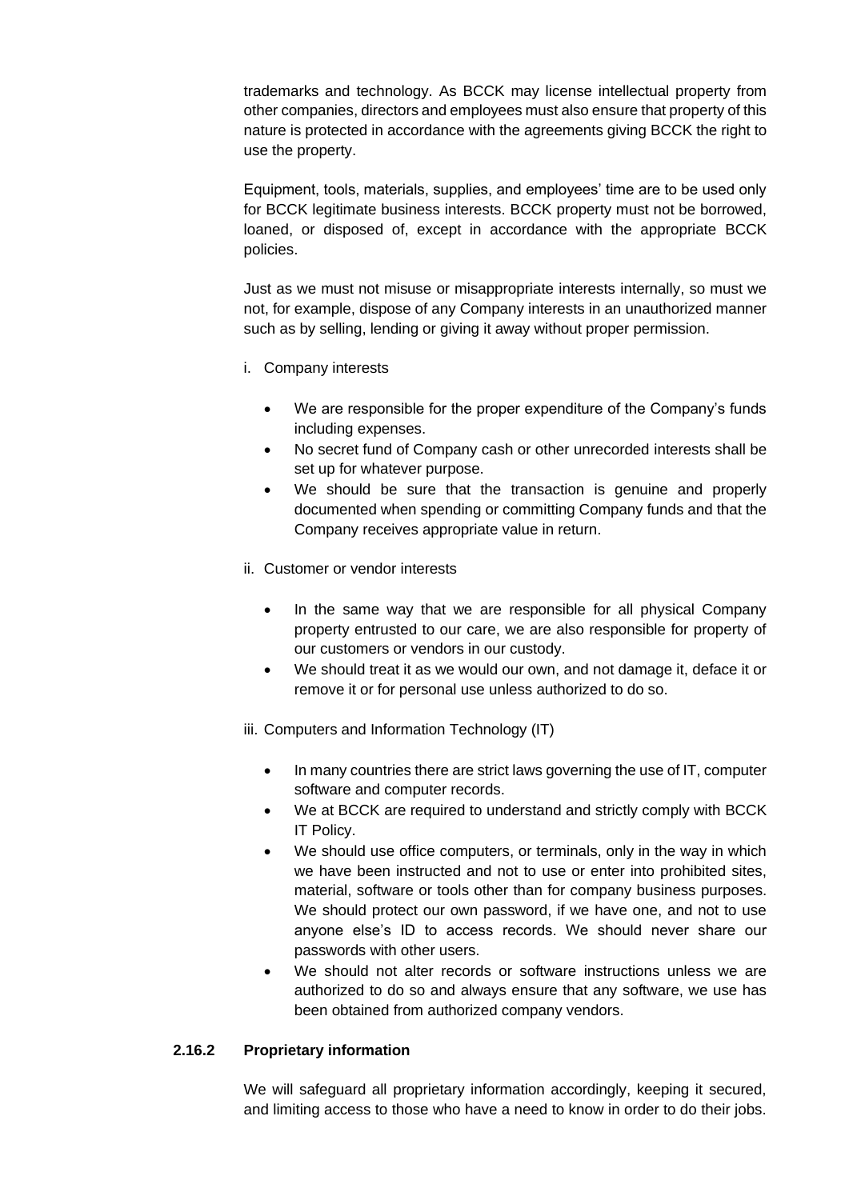trademarks and technology. As BCCK may license intellectual property from other companies, directors and employees must also ensure that property of this nature is protected in accordance with the agreements giving BCCK the right to use the property.

Equipment, tools, materials, supplies, and employees' time are to be used only for BCCK legitimate business interests. BCCK property must not be borrowed, loaned, or disposed of, except in accordance with the appropriate BCCK policies.

Just as we must not misuse or misappropriate interests internally, so must we not, for example, dispose of any Company interests in an unauthorized manner such as by selling, lending or giving it away without proper permission.

i. Company interests

- We are responsible for the proper expenditure of the Company's funds including expenses.
- No secret fund of Company cash or other unrecorded interests shall be set up for whatever purpose.
- We should be sure that the transaction is genuine and properly documented when spending or committing Company funds and that the Company receives appropriate value in return.

ii. Customer or vendor interests

- In the same way that we are responsible for all physical Company property entrusted to our care, we are also responsible for property of our customers or vendors in our custody.
- We should treat it as we would our own, and not damage it, deface it or remove it or for personal use unless authorized to do so.

iii. Computers and Information Technology (IT)

- In many countries there are strict laws governing the use of IT, computer software and computer records.
- We at BCCK are required to understand and strictly comply with BCCK IT Policy.
- We should use office computers, or terminals, only in the way in which we have been instructed and not to use or enter into prohibited sites, material, software or tools other than for company business purposes. We should protect our own password, if we have one, and not to use anyone else's ID to access records. We should never share our passwords with other users.
- We should not alter records or software instructions unless we are authorized to do so and always ensure that any software, we use has been obtained from authorized company vendors.

### 2.16.2 Proprietary information

We will safeguard all proprietary information accordingly, keeping it secured, and limiting access to those who have a need to know in order to do their jobs.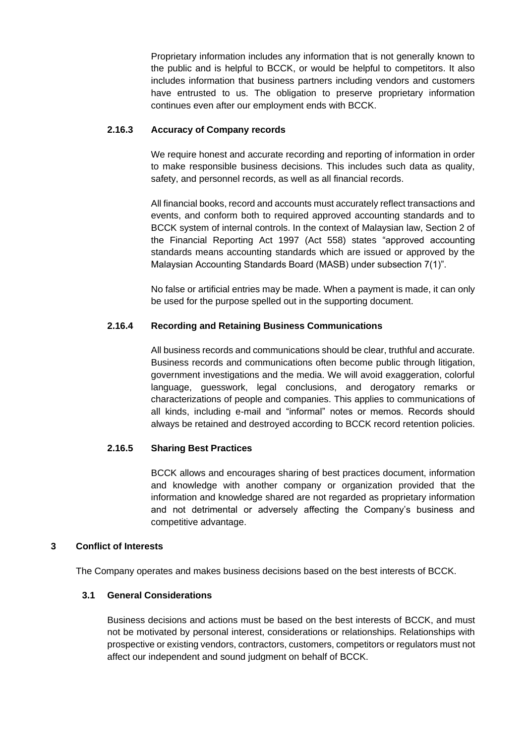Proprietary information includes any information that is not generally known to the public and is helpful to BCCK, or would be helpful to competitors. It also includes information that business partners including vendors and customers have entrusted to us. The obligation to preserve proprietary information continues even after our employment ends with BCCK.

#### 2.16.3 Accuracy of Company records

We require honest and accurate recording and reporting of information in order to make responsible business decisions. This includes such data as quality, safety, and personnel records, as well as all financial records.

All financial books, record and accounts must accurately reflect transactions and events, and conform both to required approved accounting standards and to BCCK system of internal controls. In the context of Malaysian law, Section 2 of the Financial Reporting Act 1997 (Act 558) states "approved accounting standards means accounting standards which are issued or approved by the Malaysian Accounting Standards Board (MASB) under subsection 7(1)".

No false or artificial entries may be made. When a payment is made, it can only be used for the purpose spelled out in the supporting document.

#### 2.16.4 Recording and Retaining Business Communications

All business records and communications should be clear, truthful and accurate. Business records and communications often become public through litigation, government investigations and the media. We will avoid exaggeration, colorful language, guesswork, legal conclusions, and derogatory remarks or characterizations of people and companies. This applies to communications of all kinds, including e-mail and "informal" notes or memos. Records should always be retained and destroyed according to BCCK record retention policies.

#### 2.16.5 Sharing Best Practices

BCCK allows and encourages sharing of best practices document, information and knowledge with another company or organization provided that the information and knowledge shared are not regarded as proprietary information and not detrimental or adversely affecting the Company's business and competitive advantage.

## 3 Conflict of Interests

The Company operates and makes business decisions based on the best interests of BCCK.

### 3.1 General Considerations

Business decisions and actions must be based on the best interests of BCCK, and must not be motivated by personal interest, considerations or relationships. Relationships with prospective or existing vendors, contractors, customers, competitors or regulators must not affect our independent and sound judgment on behalf of BCCK.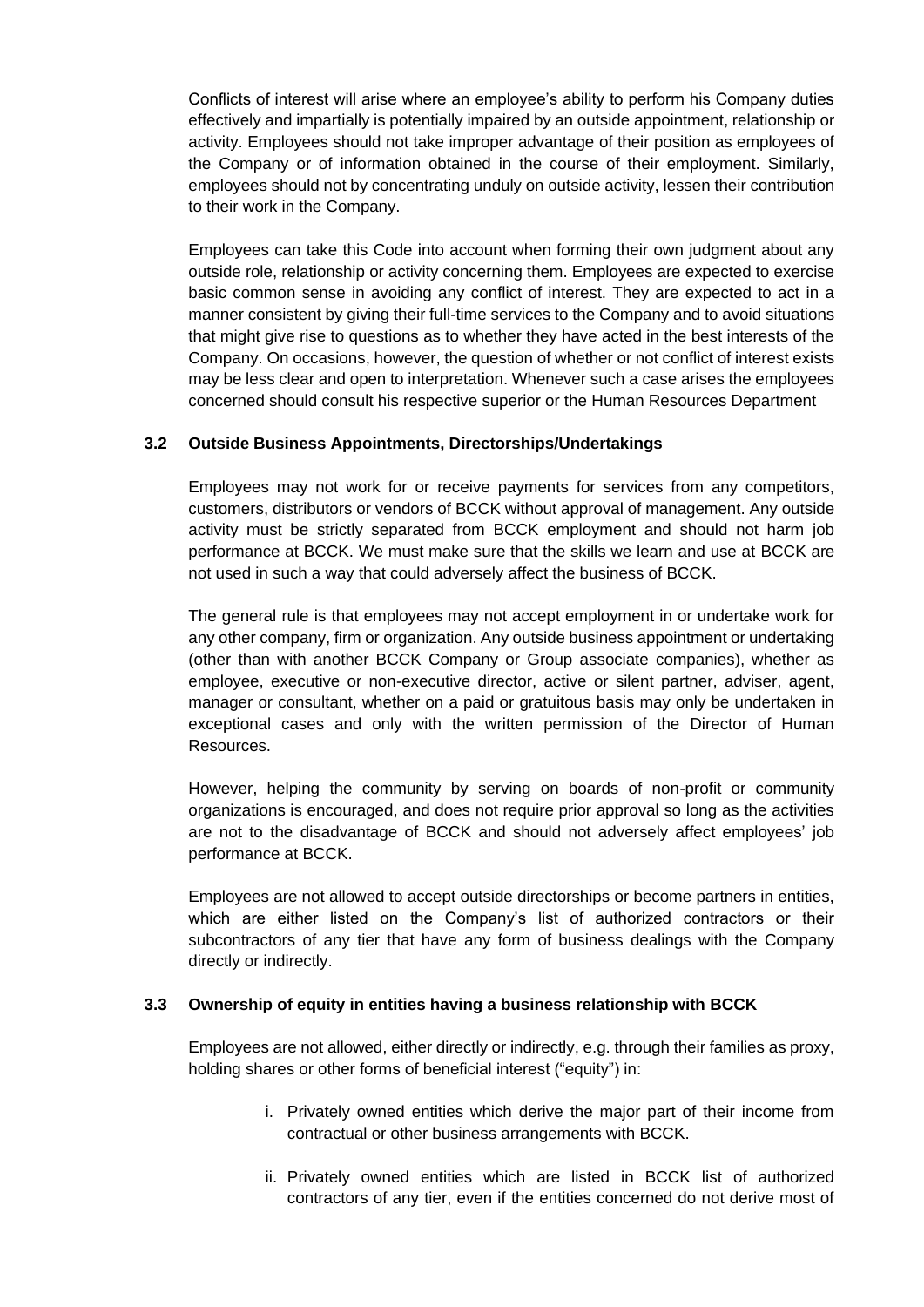Conflicts of interest will arise where an employee's ability to perform his Company duties effectively and impartially is potentially impaired by an outside appointment, relationship or activity. Employees should not take improper advantage of their position as employees of the Company or of information obtained in the course of their employment. Similarly, employees should not by concentrating unduly on outside activity, lessen their contribution to their work in the Company.

Employees can take this Code into account when forming their own judgment about any outside role, relationship or activity concerning them. Employees are expected to exercise basic common sense in avoiding any conflict of interest. They are expected to act in a manner consistent by giving their full-time services to the Company and to avoid situations that might give rise to questions as to whether they have acted in the best interests of the Company. On occasions, however, the question of whether or not conflict of interest exists may be less clear and open to interpretation. Whenever such a case arises the employees concerned should consult his respective superior or the Human Resources Department

### 3.2 Outside Business Appointments, Directorships/Undertakings

Employees may not work for or receive payments for services from any competitors, customers, distributors or vendors of BCCK without approval of management. Any outside activity must be strictly separated from BCCK employment and should not harm job performance at BCCK. We must make sure that the skills we learn and use at BCCK are not used in such a way that could adversely affect the business of BCCK.

The general rule is that employees may not accept employment in or undertake work for any other company, firm or organization. Any outside business appointment or undertaking (other than with another BCCK Company or Group associate companies), whether as employee, executive or non-executive director, active or silent partner, adviser, agent, manager or consultant, whether on a paid or gratuitous basis may only be undertaken in exceptional cases and only with the written permission of the Director of Human Resources.

However, helping the community by serving on boards of non-profit or community organizations is encouraged, and does not require prior approval so long as the activities are not to the disadvantage of BCCK and should not adversely affect employees' job performance at BCCK.

Employees are not allowed to accept outside directorships or become partners in entities, which are either listed on the Company's list of authorized contractors or their subcontractors of any tier that have any form of business dealings with the Company directly or indirectly.

### 3.3 Ownership of equity in entities having a business relationship with BCCK

Employees are not allowed, either directly or indirectly, e.g. through their families as proxy, holding shares or other forms of beneficial interest ("equity") in:

i. Privately owned entities which derive the major part of their income from contractual or other business arrangements with BCCK.

ii. Privately owned entities which are listed in BCCK list of authorized contractors of any tier, even if the entities concerned do not derive most of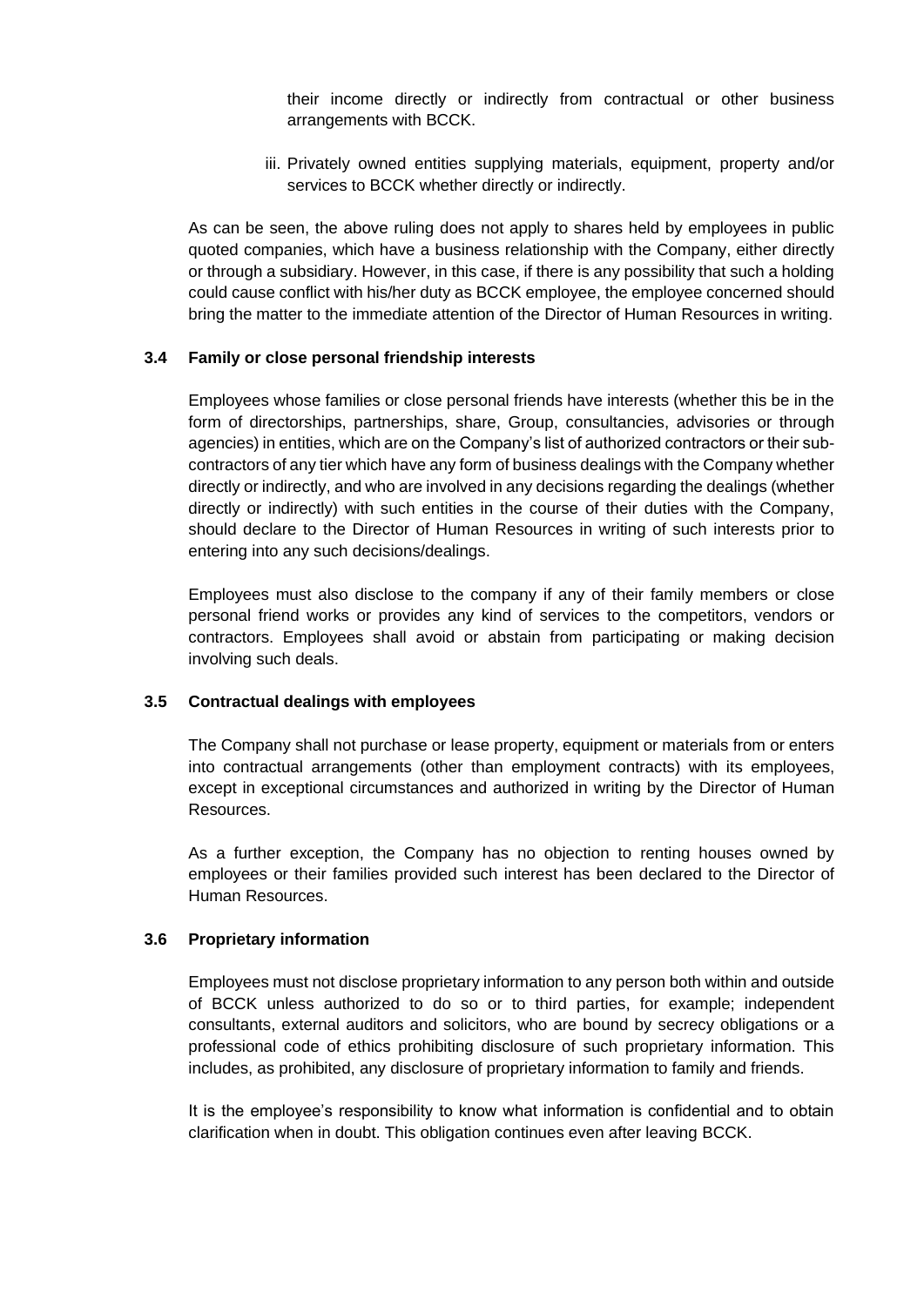their income directly or indirectly from contractual or other business arrangements with BCCK.

iii. Privately owned entities supplying materials, equipment, property and/or services to BCCK whether directly or indirectly.

As can be seen, the above ruling does not apply to shares held by employees in public quoted companies, which have a business relationship with the Company, either directly or through a subsidiary. However, in this case, if there is any possibility that such a holding could cause conflict with his/her duty as BCCK employee, the employee concerned should bring the matter to the immediate attention of the Director of Human Resources in writing.

### 3.4 Family or close personal friendship interests

Employees whose families or close personal friends have interests (whether this be in the form of directorships, partnerships, share, Group, consultancies, advisories or through agencies) in entities, which are on the Company's list of authorized contractors or their sub-contractors of any tier which have any form of business dealings with the Company whether directly or indirectly, and who are involved in any decisions regarding the dealings (whether directly or indirectly) with such entities in the course of their duties with the Company, should declare to the Director of Human Resources in writing of such interests prior to entering into any such decisions/dealings.

Employees must also disclose to the company if any of their family members or close personal friend works or provides any kind of services to the competitors, vendors or contractors. Employees shall avoid or abstain from participating or making decision involving such deals.

### 3.5 Contractual dealings with employees

The Company shall not purchase or lease property, equipment or materials from or enters into contractual arrangements (other than employment contracts) with its employees, except in exceptional circumstances and authorized in writing by the Director of Human Resources.

As a further exception, the Company has no objection to renting houses owned by employees or their families provided such interest has been declared to the Director of Human Resources.

### 3.6 Proprietary information

Employees must not disclose proprietary information to any person both within and outside of BCCK unless authorized to do so or to third parties, for example; independent consultants, external auditors and solicitors, who are bound by secrecy obligations or a professional code of ethics prohibiting disclosure of such proprietary information. This includes, as prohibited, any disclosure of proprietary information to family and friends.

It is the employee's responsibility to know what information is confidential and to obtain clarification when in doubt. This obligation continues even after leaving BCCK.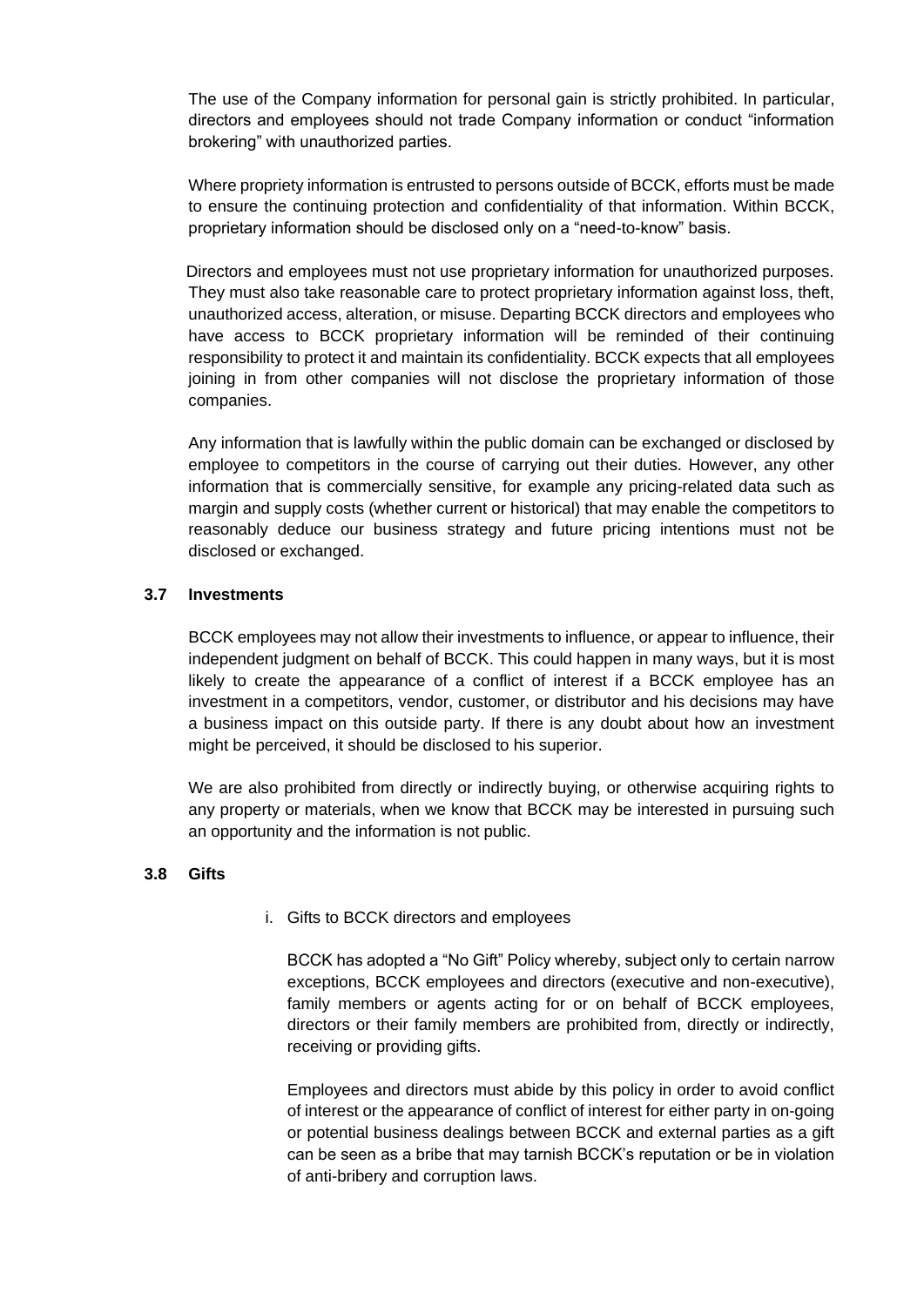The use of the Company information for personal gain is strictly prohibited. In particular, directors and employees should not trade Company information or conduct "information brokering" with unauthorized parties.

Where propriety information is entrusted to persons outside of BCCK, efforts must be made to ensure the continuing protection and confidentiality of that information. Within BCCK, proprietary information should be disclosed only on a "need-to-know" basis.

Directors and employees must not use proprietary information for unauthorized purposes. They must also take reasonable care to protect proprietary information against loss, theft, unauthorized access, alteration, or misuse. Departing BCCK directors and employees who have access to BCCK proprietary information will be reminded of their continuing responsibility to protect it and maintain its confidentiality. BCCK expects that all employees joining in from other companies will not disclose the proprietary information of those companies.

Any information that is lawfully within the public domain can be exchanged or disclosed by employee to competitors in the course of carrying out their duties. However, any other information that is commercially sensitive, for example any pricing-related data such as margin and supply costs (whether current or historical) that may enable the competitors to reasonably deduce our business strategy and future pricing intentions must not be disclosed or exchanged.

### 3.7 Investments

BCCK employees may not allow their investments to influence, or appear to influence, their independent judgment on behalf of BCCK. This could happen in many ways, but it is most likely to create the appearance of a conflict of interest if a BCCK employee has an investment in a competitors, vendor, customer, or distributor and his decisions may have a business impact on this outside party. If there is any doubt about how an investment might be perceived, it should be disclosed to his superior.

We are also prohibited from directly or indirectly buying, or otherwise acquiring rights to any property or materials, when we know that BCCK may be interested in pursuing such an opportunity and the information is not public.

### 3.8 Gifts

i. Gifts to BCCK directors and employees

BCCK has adopted a "No Gift" Policy whereby, subject only to certain narrow exceptions, BCCK employees and directors (executive and non-executive), family members or agents acting for or on behalf of BCCK employees, directors or their family members are prohibited from, directly or indirectly, receiving or providing gifts.

Employees and directors must abide by this policy in order to avoid conflict of interest or the appearance of conflict of interest for either party in on-going or potential business dealings between BCCK and external parties as a gift can be seen as a bribe that may tarnish BCCK's reputation or be in violation of anti-bribery and corruption laws.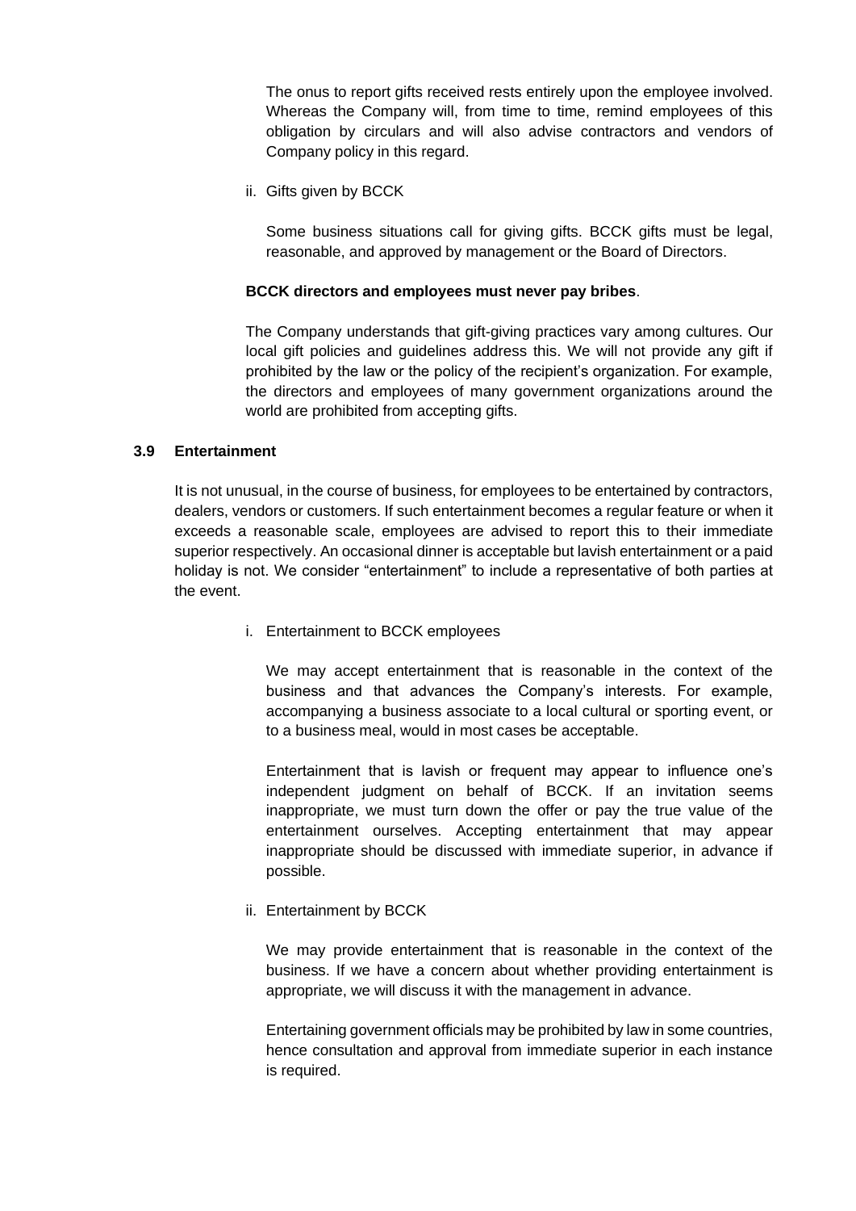The onus to report gifts received rests entirely upon the employee involved. Whereas the Company will, from time to time, remind employees of this obligation by circulars and will also advise contractors and vendors of Company policy in this regard.

ii. Gifts given by BCCK

Some business situations call for giving gifts. BCCK gifts must be legal, reasonable, and approved by management or the Board of Directors.

**BCCK directors and employees must never pay bribes**.

The Company understands that gift-giving practices vary among cultures. Our local gift policies and guidelines address this. We will not provide any gift if prohibited by the law or the policy of the recipient's organization. For example, the directors and employees of many government organizations around the world are prohibited from accepting gifts.

### 3.9 Entertainment

It is not unusual, in the course of business, for employees to be entertained by contractors, dealers, vendors or customers. If such entertainment becomes a regular feature or when it exceeds a reasonable scale, employees are advised to report this to their immediate superior respectively. An occasional dinner is acceptable but lavish entertainment or a paid holiday is not. We consider "entertainment" to include a representative of both parties at the event.

i. Entertainment to BCCK employees

We may accept entertainment that is reasonable in the context of the business and that advances the Company's interests. For example, accompanying a business associate to a local cultural or sporting event, or to a business meal, would in most cases be acceptable.

Entertainment that is lavish or frequent may appear to influence one's independent judgment on behalf of BCCK. If an invitation seems inappropriate, we must turn down the offer or pay the true value of the entertainment ourselves. Accepting entertainment that may appear inappropriate should be discussed with immediate superior, in advance if possible.

ii. Entertainment by BCCK

We may provide entertainment that is reasonable in the context of the business. If we have a concern about whether providing entertainment is appropriate, we will discuss it with the management in advance.

Entertaining government officials may be prohibited by law in some countries, hence consultation and approval from immediate superior in each instance is required.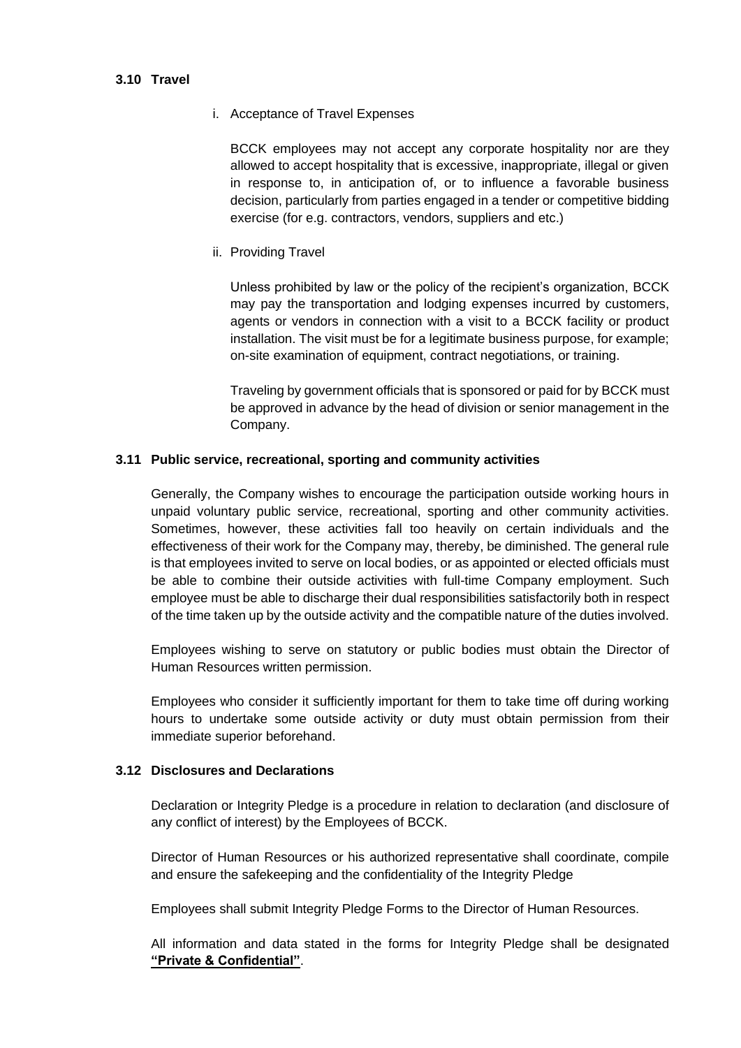### 3.10 Travel

i. Acceptance of Travel Expenses

BCCK employees may not accept any corporate hospitality nor are they allowed to accept hospitality that is excessive, inappropriate, illegal or given in response to, in anticipation of, or to influence a favorable business decision, particularly from parties engaged in a tender or competitive bidding exercise (for e.g. contractors, vendors, suppliers and etc.)

ii. Providing Travel

Unless prohibited by law or the policy of the recipient's organization, BCCK may pay the transportation and lodging expenses incurred by customers, agents or vendors in connection with a visit to a BCCK facility or product installation. The visit must be for a legitimate business purpose, for example; on-site examination of equipment, contract negotiations, or training.

Traveling by government officials that is sponsored or paid for by BCCK must be approved in advance by the head of division or senior management in the Company.

### 3.11 Public service, recreational, sporting and community activities

Generally, the Company wishes to encourage the participation outside working hours in unpaid voluntary public service, recreational, sporting and other community activities. Sometimes, however, these activities fall too heavily on certain individuals and the effectiveness of their work for the Company may, thereby, be diminished. The general rule is that employees invited to serve on local bodies, or as appointed or elected officials must be able to combine their outside activities with full-time Company employment. Such employee must be able to discharge their dual responsibilities satisfactorily both in respect of the time taken up by the outside activity and the compatible nature of the duties involved.

Employees wishing to serve on statutory or public bodies must obtain the Director of Human Resources written permission.

Employees who consider it sufficiently important for them to take time off during working hours to undertake some outside activity or duty must obtain permission from their immediate superior beforehand.

### 3.12 Disclosures and Declarations

Declaration or Integrity Pledge is a procedure in relation to declaration (and disclosure of any conflict of interest) by the Employees of BCCK.

Director of Human Resources or his authorized representative shall coordinate, compile and ensure the safekeeping and the confidentiality of the Integrity Pledge

Employees shall submit Integrity Pledge Forms to the Director of Human Resources.

All information and data stated in the forms for Integrity Pledge shall be designated **"Private & Confidential"**.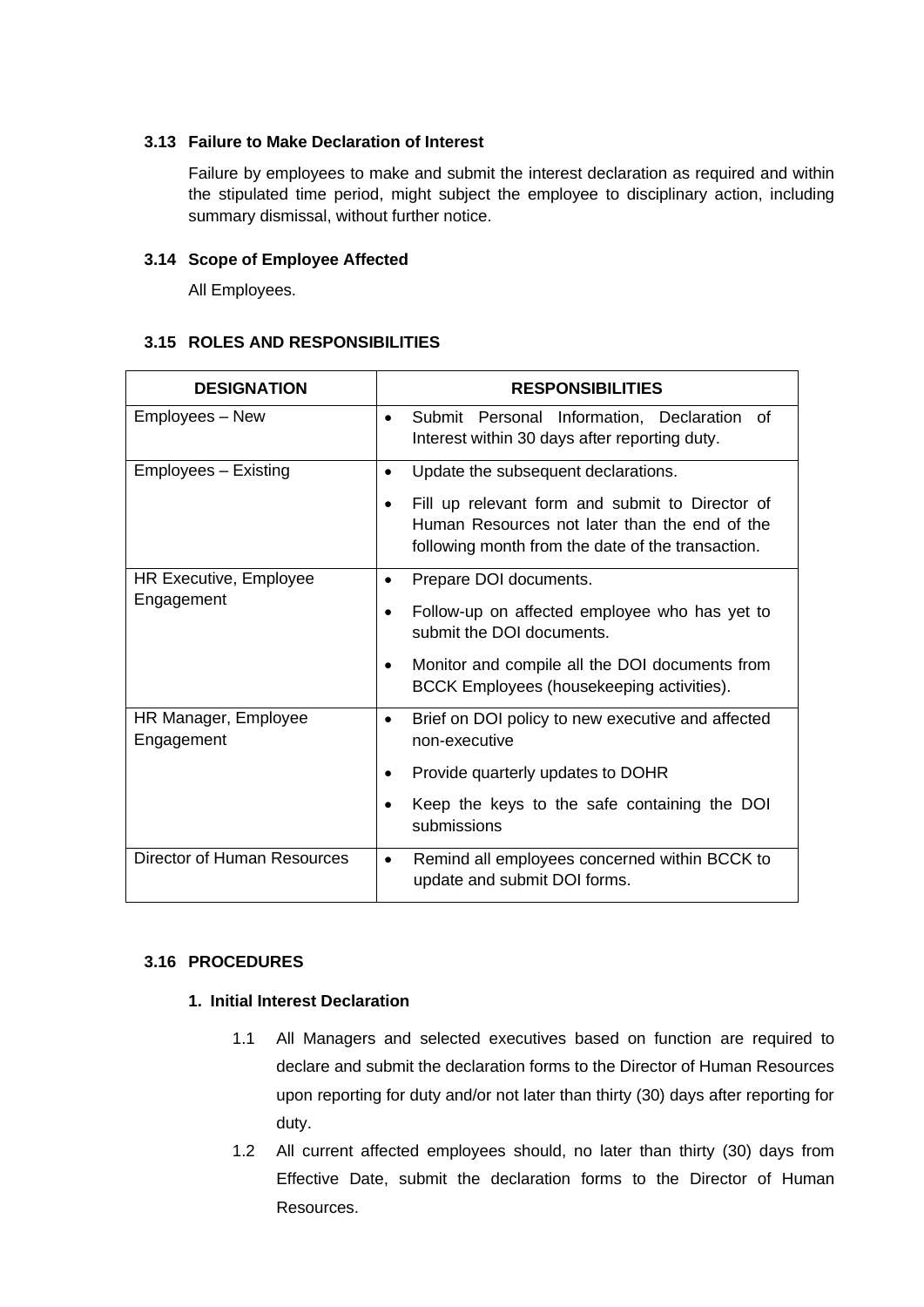### 3.13 Failure to Make Declaration of Interest

Failure by employees to make and submit the interest declaration as required and within the stipulated time period, might subject the employee to disciplinary action, including summary dismissal, without further notice.

### 3.14 Scope of Employee Affected

All Employees.

### 3.15 ROLES AND RESPONSIBILITIES

| DESIGNATION | RESPONSIBILITIES |
|---|---|
| Employees – New | • Submit Personal Information, Declaration of Interest within 30 days after reporting duty. |
| Employees – Existing | • Update the subsequent declarations.<br>• Fill up relevant form and submit to Director of Human Resources not later than the end of the following month from the date of the transaction. |
| HR Executive, Employee Engagement | • Prepare DOI documents.<br>• Follow-up on affected employee who has yet to submit the DOI documents.<br>• Monitor and compile all the DOI documents from BCCK Employees (housekeeping activities). |
| HR Manager, Employee Engagement | • Brief on DOI policy to new executive and affected non-executive<br>• Provide quarterly updates to DOHR<br>• Keep the keys to the safe containing the DOI submissions |
| Director of Human Resources | • Remind all employees concerned within BCCK to update and submit DOI forms. |

### 3.16 PROCEDURES

#### 1. Initial Interest Declaration

1.1 All Managers and selected executives based on function are required to declare and submit the declaration forms to the Director of Human Resources upon reporting for duty and/or not later than thirty (30) days after reporting for duty.

1.2 All current affected employees should, no later than thirty (30) days from Effective Date, submit the declaration forms to the Director of Human Resources.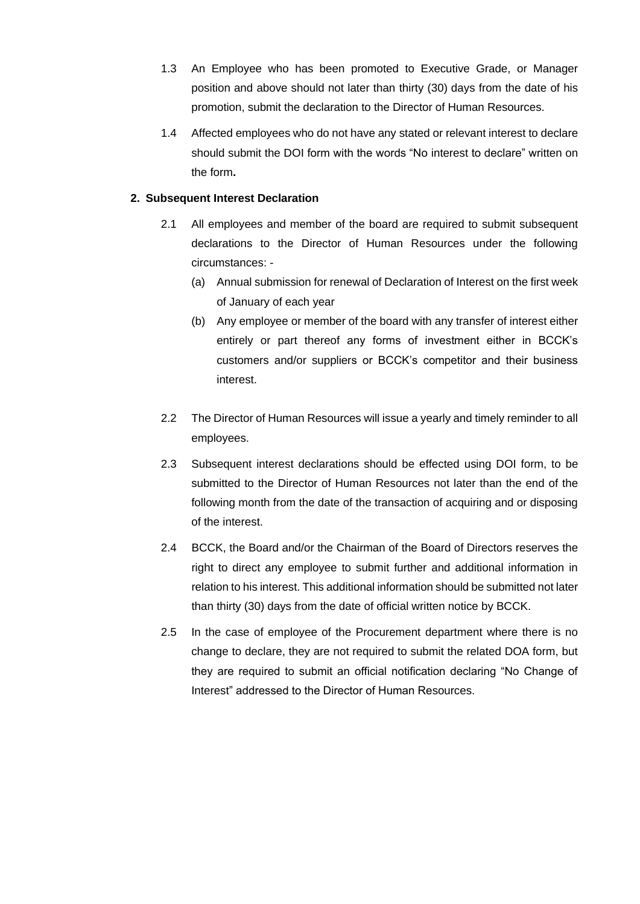1.3 An Employee who has been promoted to Executive Grade, or Manager position and above should not later than thirty (30) days from the date of his promotion, submit the declaration to the Director of Human Resources.

1.4 Affected employees who do not have any stated or relevant interest to declare should submit the DOI form with the words "No interest to declare" written on the form**.**

**2. Subsequent Interest Declaration**

2.1 All employees and member of the board are required to submit subsequent declarations to the Director of Human Resources under the following circumstances: -

(a) Annual submission for renewal of Declaration of Interest on the first week of January of each year

(b) Any employee or member of the board with any transfer of interest either entirely or part thereof any forms of investment either in BCCK's customers and/or suppliers or BCCK's competitor and their business interest.

2.2 The Director of Human Resources will issue a yearly and timely reminder to all employees.

2.3 Subsequent interest declarations should be effected using DOI form, to be submitted to the Director of Human Resources not later than the end of the following month from the date of the transaction of acquiring and or disposing of the interest.

2.4 BCCK, the Board and/or the Chairman of the Board of Directors reserves the right to direct any employee to submit further and additional information in relation to his interest. This additional information should be submitted not later than thirty (30) days from the date of official written notice by BCCK.

2.5 In the case of employee of the Procurement department where there is no change to declare, they are not required to submit the related DOA form, but they are required to submit an official notification declaring "No Change of Interest" addressed to the Director of Human Resources.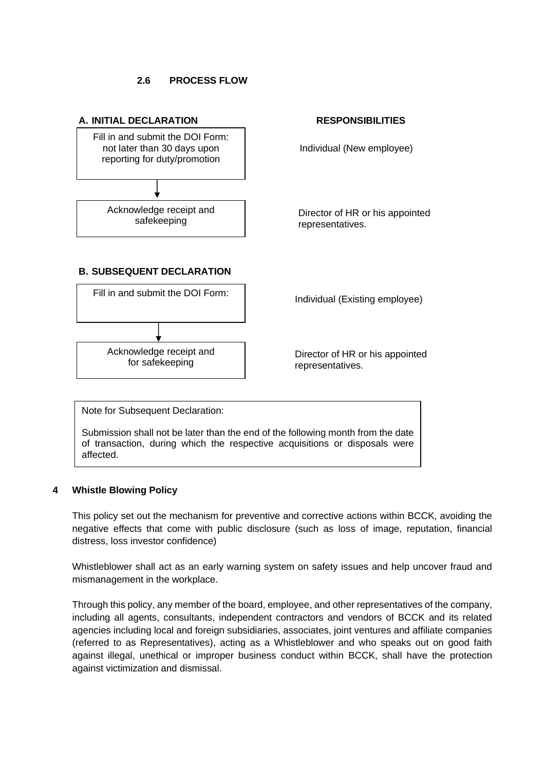### 2.6 PROCESS FLOW

**A. INITIAL DECLARATION**

| Process | RESPONSIBILITIES |
|---|---|
| Fill in and submit the DOI Form: not later than 30 days upon reporting for duty/promotion | Individual (New employee) |
| ↓ | |
| Acknowledge receipt and safekeeping | Director of HR or his appointed representatives. |

**B. SUBSEQUENT DECLARATION**

| Process | RESPONSIBILITIES |
|---|---|
| Fill in and submit the DOI Form: | Individual (Existing employee) |
| ↓ | |
| Acknowledge receipt and for safekeeping | Director of HR or his appointed representatives. |

> Note for Subsequent Declaration:
>
> Submission shall not be later than the end of the following month from the date of transaction, during which the respective acquisitions or disposals were affected.

## 4 Whistle Blowing Policy

This policy set out the mechanism for preventive and corrective actions within BCCK, avoiding the negative effects that come with public disclosure (such as loss of image, reputation, financial distress, loss investor confidence)

Whistleblower shall act as an early warning system on safety issues and help uncover fraud and mismanagement in the workplace.

Through this policy, any member of the board, employee, and other representatives of the company, including all agents, consultants, independent contractors and vendors of BCCK and its related agencies including local and foreign subsidiaries, associates, joint ventures and affiliate companies (referred to as Representatives), acting as a Whistleblower and who speaks out on good faith against illegal, unethical or improper business conduct within BCCK, shall have the protection against victimization and dismissal.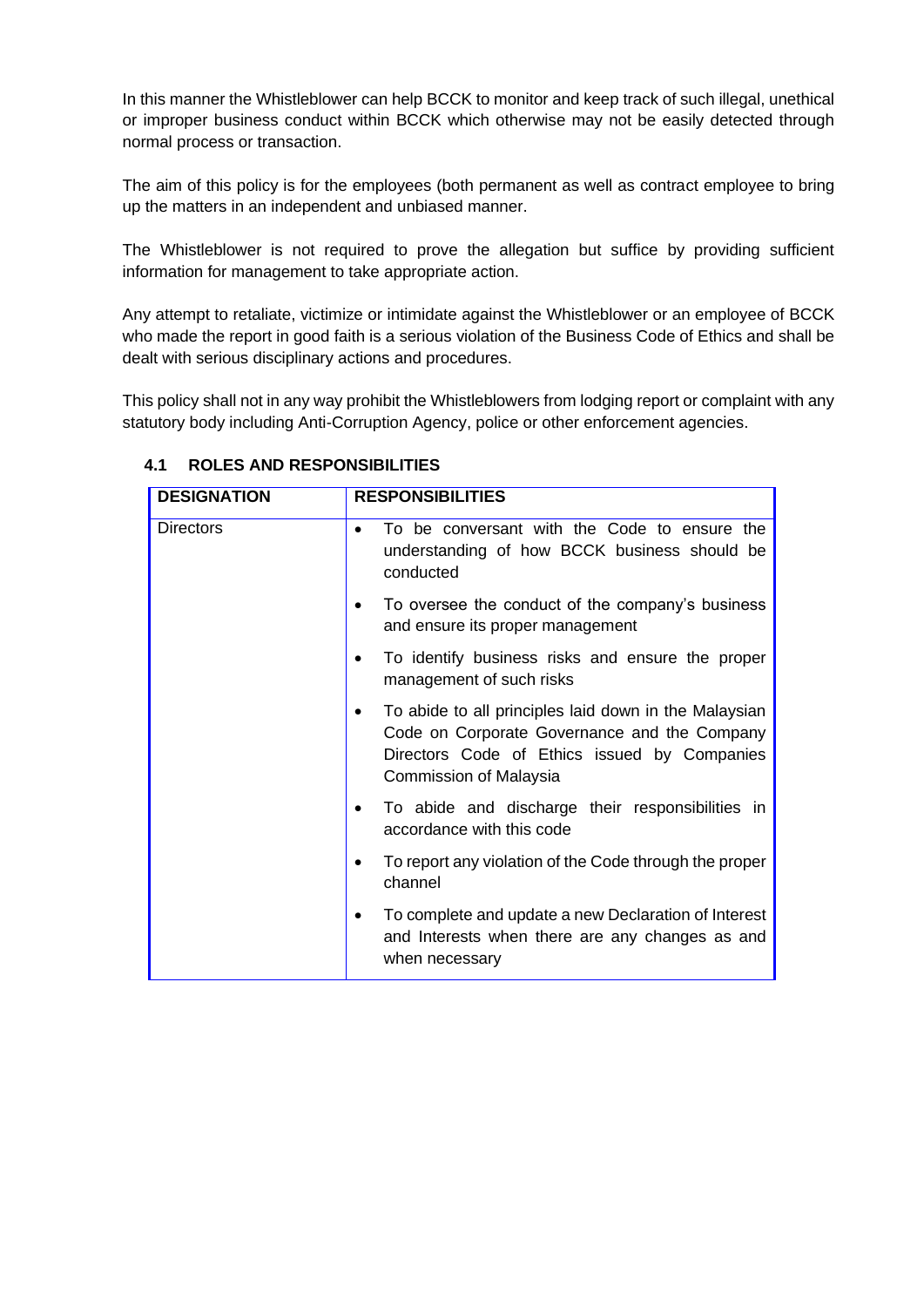In this manner the Whistleblower can help BCCK to monitor and keep track of such illegal, unethical or improper business conduct within BCCK which otherwise may not be easily detected through normal process or transaction.

The aim of this policy is for the employees (both permanent as well as contract employee to bring up the matters in an independent and unbiased manner.

The Whistleblower is not required to prove the allegation but suffice by providing sufficient information for management to take appropriate action.

Any attempt to retaliate, victimize or intimidate against the Whistleblower or an employee of BCCK who made the report in good faith is a serious violation of the Business Code of Ethics and shall be dealt with serious disciplinary actions and procedures.

This policy shall not in any way prohibit the Whistleblowers from lodging report or complaint with any statutory body including Anti-Corruption Agency, police or other enforcement agencies.

### 4.1 ROLES AND RESPONSIBILITIES

| DESIGNATION | RESPONSIBILITIES |
|---|---|
| Directors | • To be conversant with the Code to ensure the understanding of how BCCK business should be conducted<br>• To oversee the conduct of the company's business and ensure its proper management<br>• To identify business risks and ensure the proper management of such risks<br>• To abide to all principles laid down in the Malaysian Code on Corporate Governance and the Company Directors Code of Ethics issued by Companies Commission of Malaysia<br>• To abide and discharge their responsibilities in accordance with this code<br>• To report any violation of the Code through the proper channel<br>• To complete and update a new Declaration of Interest and Interests when there are any changes as and when necessary |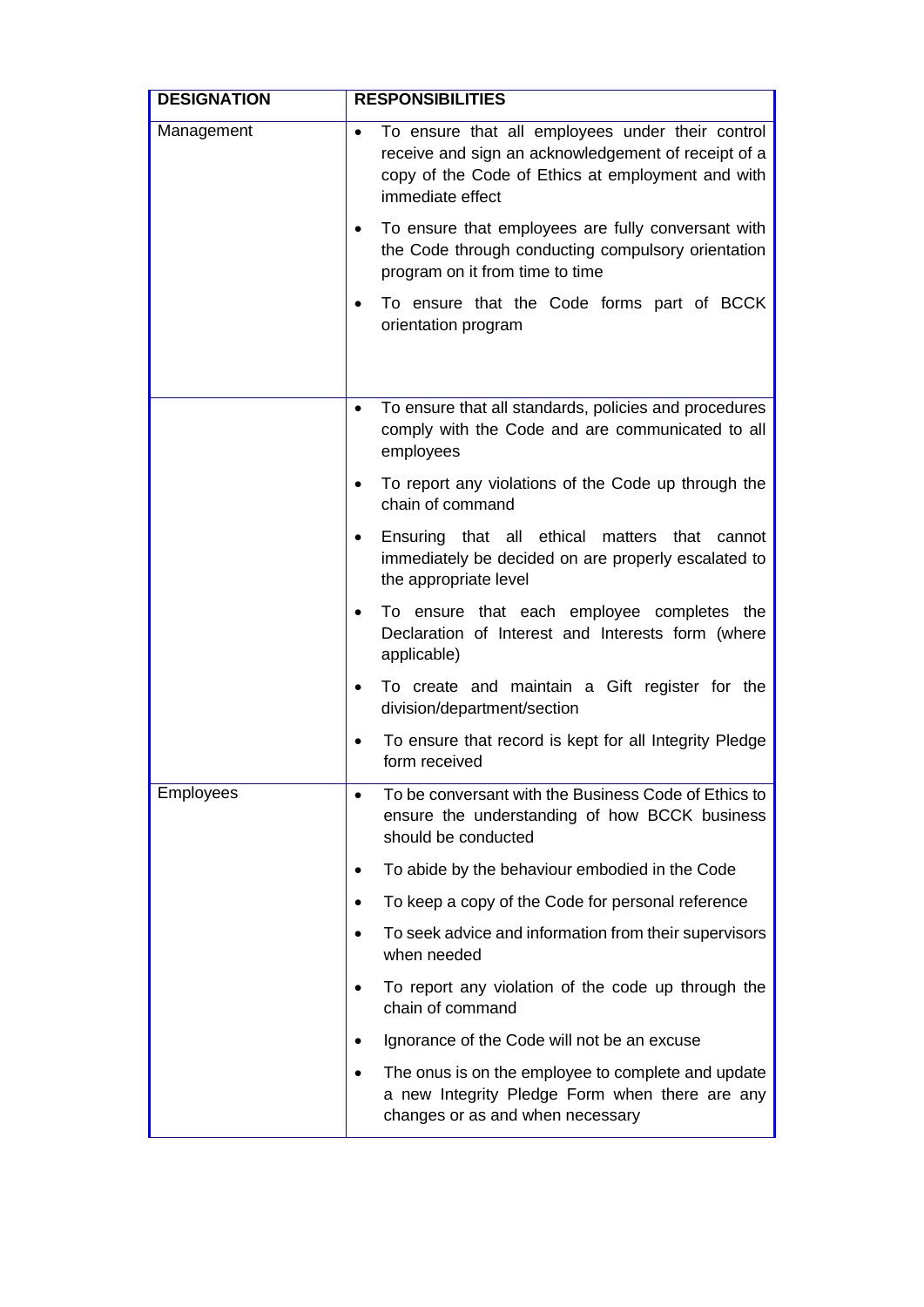| DESIGNATION | RESPONSIBILITIES |
| --- | --- |
| Management | • To ensure that all employees under their control receive and sign an acknowledgement of receipt of a copy of the Code of Ethics at employment and with immediate effect<br>• To ensure that employees are fully conversant with the Code through conducting compulsory orientation program on it from time to time<br>• To ensure that the Code forms part of BCCK orientation program |
| | • To ensure that all standards, policies and procedures comply with the Code and are communicated to all employees<br>• To report any violations of the Code up through the chain of command<br>• Ensuring that all ethical matters that cannot immediately be decided on are properly escalated to the appropriate level<br>• To ensure that each employee completes the Declaration of Interest and Interests form (where applicable)<br>• To create and maintain a Gift register for the division/department/section<br>• To ensure that record is kept for all Integrity Pledge form received |
| Employees | • To be conversant with the Business Code of Ethics to ensure the understanding of how BCCK business should be conducted<br>• To abide by the behaviour embodied in the Code<br>• To keep a copy of the Code for personal reference<br>• To seek advice and information from their supervisors when needed<br>• To report any violation of the code up through the chain of command<br>• Ignorance of the Code will not be an excuse<br>• The onus is on the employee to complete and update a new Integrity Pledge Form when there are any changes or as and when necessary |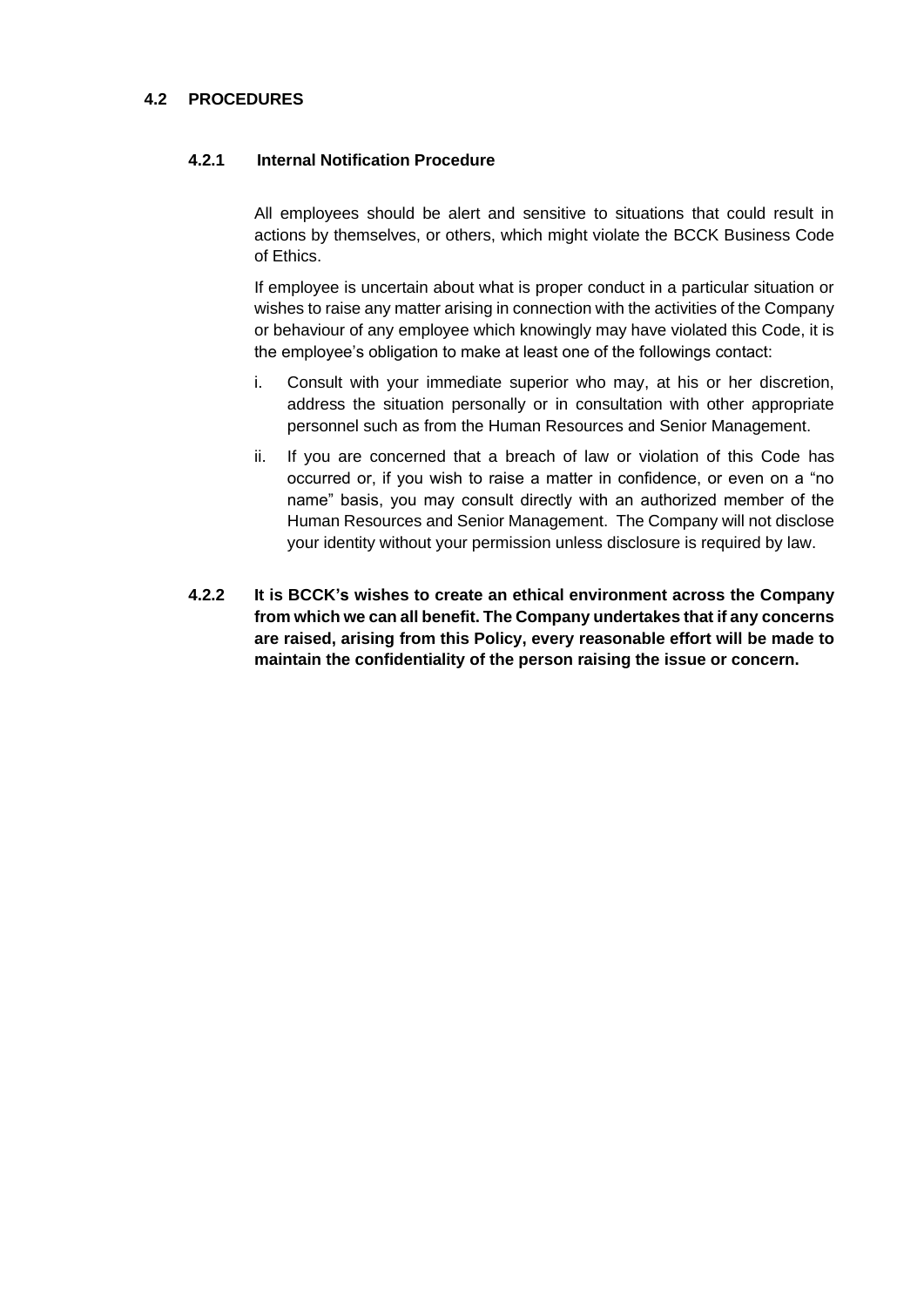## 4.2 PROCEDURES

### 4.2.1 Internal Notification Procedure

All employees should be alert and sensitive to situations that could result in actions by themselves, or others, which might violate the BCCK Business Code of Ethics.

If employee is uncertain about what is proper conduct in a particular situation or wishes to raise any matter arising in connection with the activities of the Company or behaviour of any employee which knowingly may have violated this Code, it is the employee's obligation to make at least one of the followings contact:

i. Consult with your immediate superior who may, at his or her discretion, address the situation personally or in consultation with other appropriate personnel such as from the Human Resources and Senior Management.

ii. If you are concerned that a breach of law or violation of this Code has occurred or, if you wish to raise a matter in confidence, or even on a "no name" basis, you may consult directly with an authorized member of the Human Resources and Senior Management. The Company will not disclose your identity without your permission unless disclosure is required by law.

**4.2.2 It is BCCK's wishes to create an ethical environment across the Company from which we can all benefit. The Company undertakes that if any concerns are raised, arising from this Policy, every reasonable effort will be made to maintain the confidentiality of the person raising the issue or concern.**